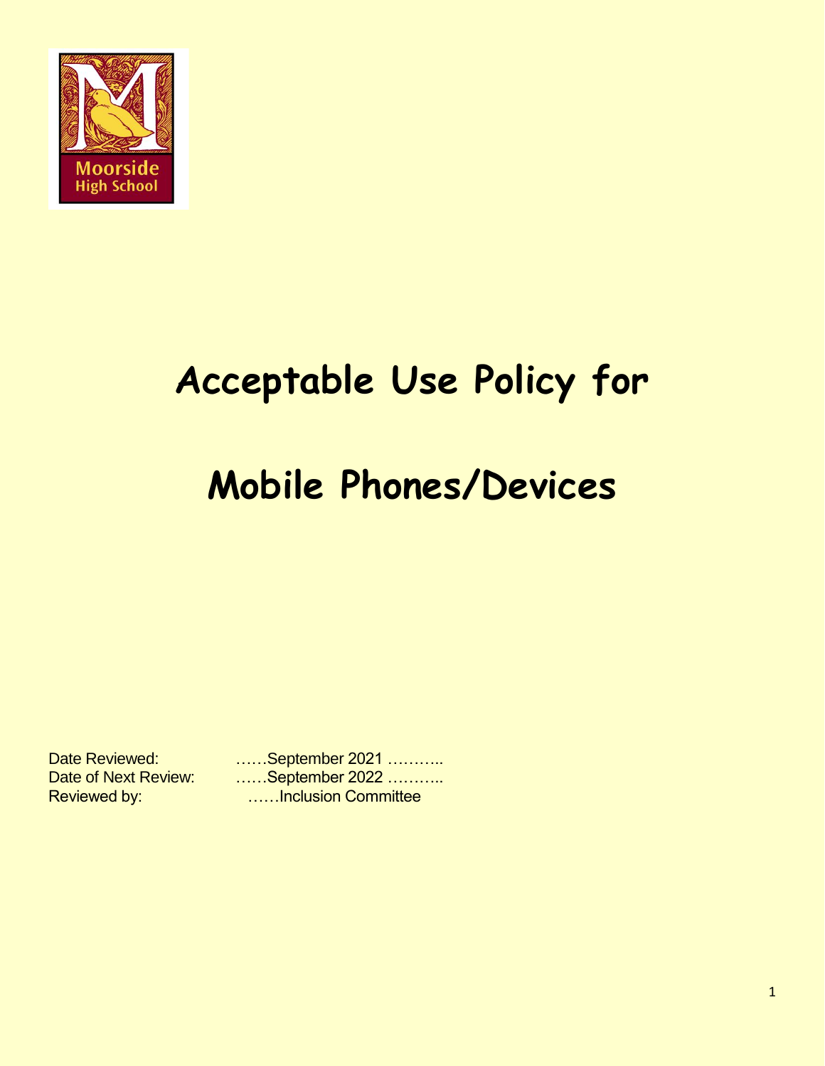Moorside High School

# Acceptable Use Policy for

# Mobile Phones/Devices

| | |
|---|---|
| Date Reviewed: | ……September 2021 ……….. |
| Date of Next Review: | ……September 2022 ……….. |
| Reviewed by: | ……Inclusion Committee |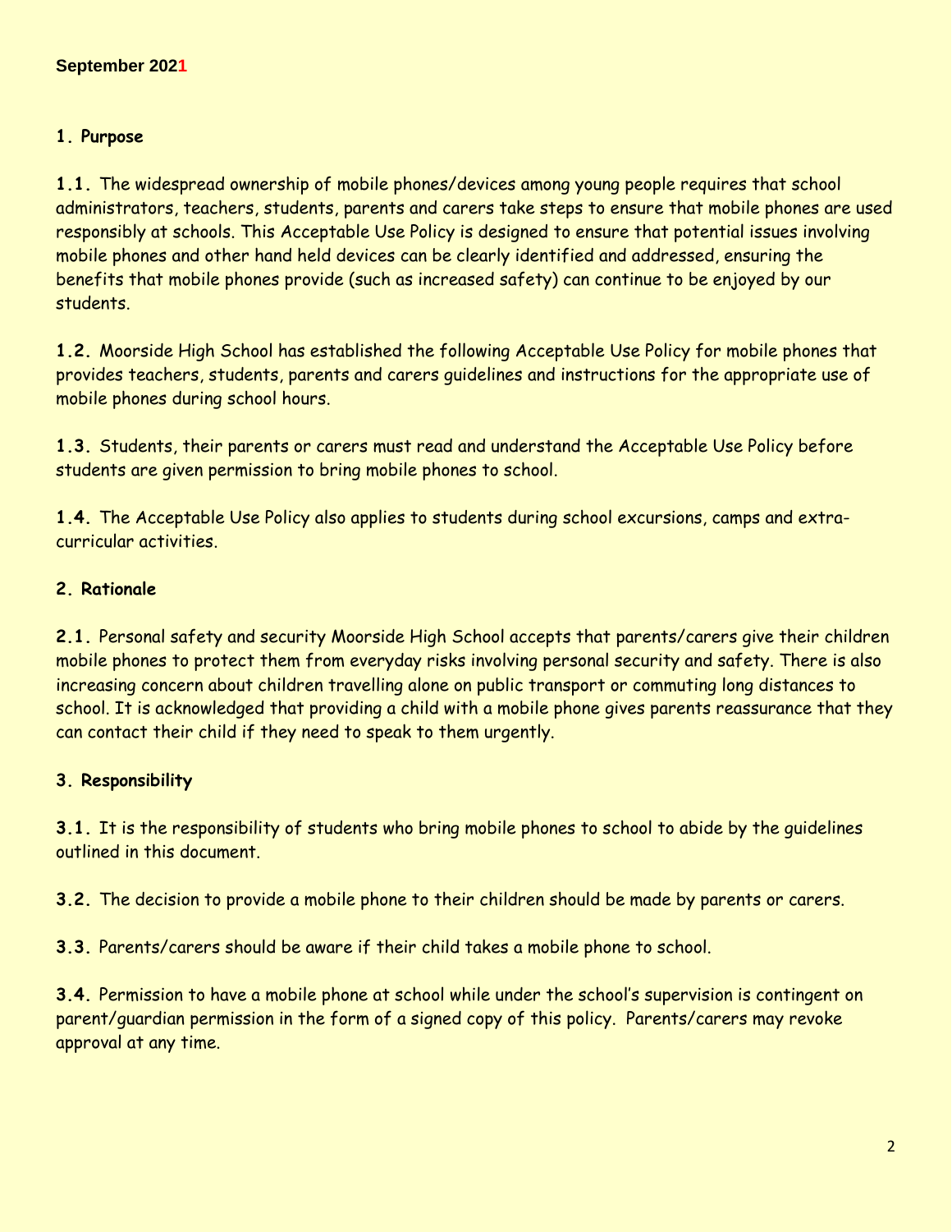**September 2021**

**1. Purpose**

**1.1.** The widespread ownership of mobile phones/devices among young people requires that school administrators, teachers, students, parents and carers take steps to ensure that mobile phones are used responsibly at schools. This Acceptable Use Policy is designed to ensure that potential issues involving mobile phones and other hand held devices can be clearly identified and addressed, ensuring the benefits that mobile phones provide (such as increased safety) can continue to be enjoyed by our students.

**1.2.** Moorside High School has established the following Acceptable Use Policy for mobile phones that provides teachers, students, parents and carers guidelines and instructions for the appropriate use of mobile phones during school hours.

**1.3.** Students, their parents or carers must read and understand the Acceptable Use Policy before students are given permission to bring mobile phones to school.

**1.4.** The Acceptable Use Policy also applies to students during school excursions, camps and extra-curricular activities.

**2. Rationale**

**2.1.** Personal safety and security Moorside High School accepts that parents/carers give their children mobile phones to protect them from everyday risks involving personal security and safety. There is also increasing concern about children travelling alone on public transport or commuting long distances to school. It is acknowledged that providing a child with a mobile phone gives parents reassurance that they can contact their child if they need to speak to them urgently.

**3. Responsibility**

**3.1.** It is the responsibility of students who bring mobile phones to school to abide by the guidelines outlined in this document.

**3.2.** The decision to provide a mobile phone to their children should be made by parents or carers.

**3.3.** Parents/carers should be aware if their child takes a mobile phone to school.

**3.4.** Permission to have a mobile phone at school while under the school's supervision is contingent on parent/guardian permission in the form of a signed copy of this policy. Parents/carers may revoke approval at any time.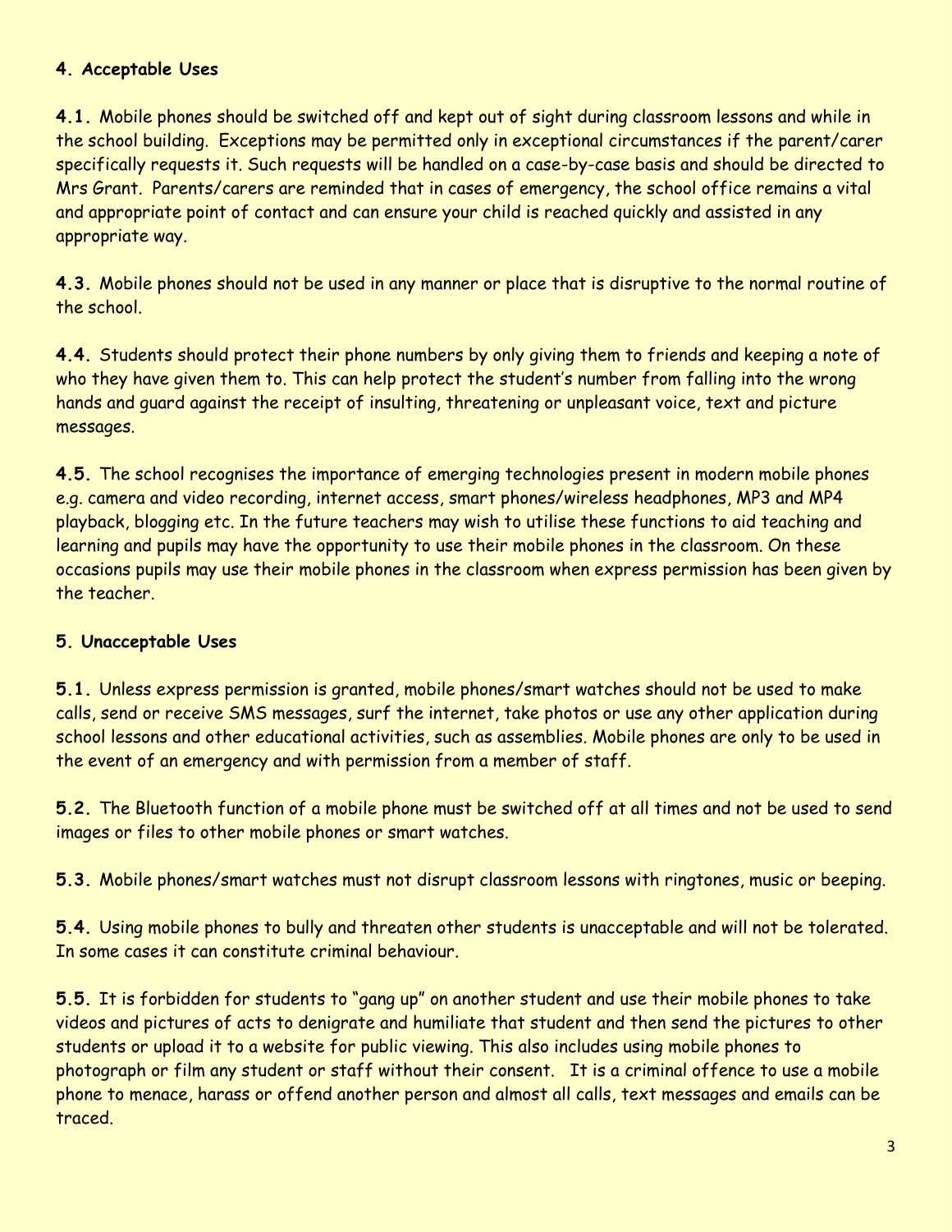**4. Acceptable Uses**

**4.1.** Mobile phones should be switched off and kept out of sight during classroom lessons and while in the school building. Exceptions may be permitted only in exceptional circumstances if the parent/carer specifically requests it. Such requests will be handled on a case-by-case basis and should be directed to Mrs Grant. Parents/carers are reminded that in cases of emergency, the school office remains a vital and appropriate point of contact and can ensure your child is reached quickly and assisted in any appropriate way.

**4.3.** Mobile phones should not be used in any manner or place that is disruptive to the normal routine of the school.

**4.4.** Students should protect their phone numbers by only giving them to friends and keeping a note of who they have given them to. This can help protect the student's number from falling into the wrong hands and guard against the receipt of insulting, threatening or unpleasant voice, text and picture messages.

**4.5.** The school recognises the importance of emerging technologies present in modern mobile phones e.g. camera and video recording, internet access, smart phones/wireless headphones, MP3 and MP4 playback, blogging etc. In the future teachers may wish to utilise these functions to aid teaching and learning and pupils may have the opportunity to use their mobile phones in the classroom. On these occasions pupils may use their mobile phones in the classroom when express permission has been given by the teacher.

**5. Unacceptable Uses**

**5.1.** Unless express permission is granted, mobile phones/smart watches should not be used to make calls, send or receive SMS messages, surf the internet, take photos or use any other application during school lessons and other educational activities, such as assemblies. Mobile phones are only to be used in the event of an emergency and with permission from a member of staff.

**5.2.** The Bluetooth function of a mobile phone must be switched off at all times and not be used to send images or files to other mobile phones or smart watches.

**5.3.** Mobile phones/smart watches must not disrupt classroom lessons with ringtones, music or beeping.

**5.4.** Using mobile phones to bully and threaten other students is unacceptable and will not be tolerated. In some cases it can constitute criminal behaviour.

**5.5.** It is forbidden for students to "gang up" on another student and use their mobile phones to take videos and pictures of acts to denigrate and humiliate that student and then send the pictures to other students or upload it to a website for public viewing. This also includes using mobile phones to photograph or film any student or staff without their consent. It is a criminal offence to use a mobile phone to menace, harass or offend another person and almost all calls, text messages and emails can be traced.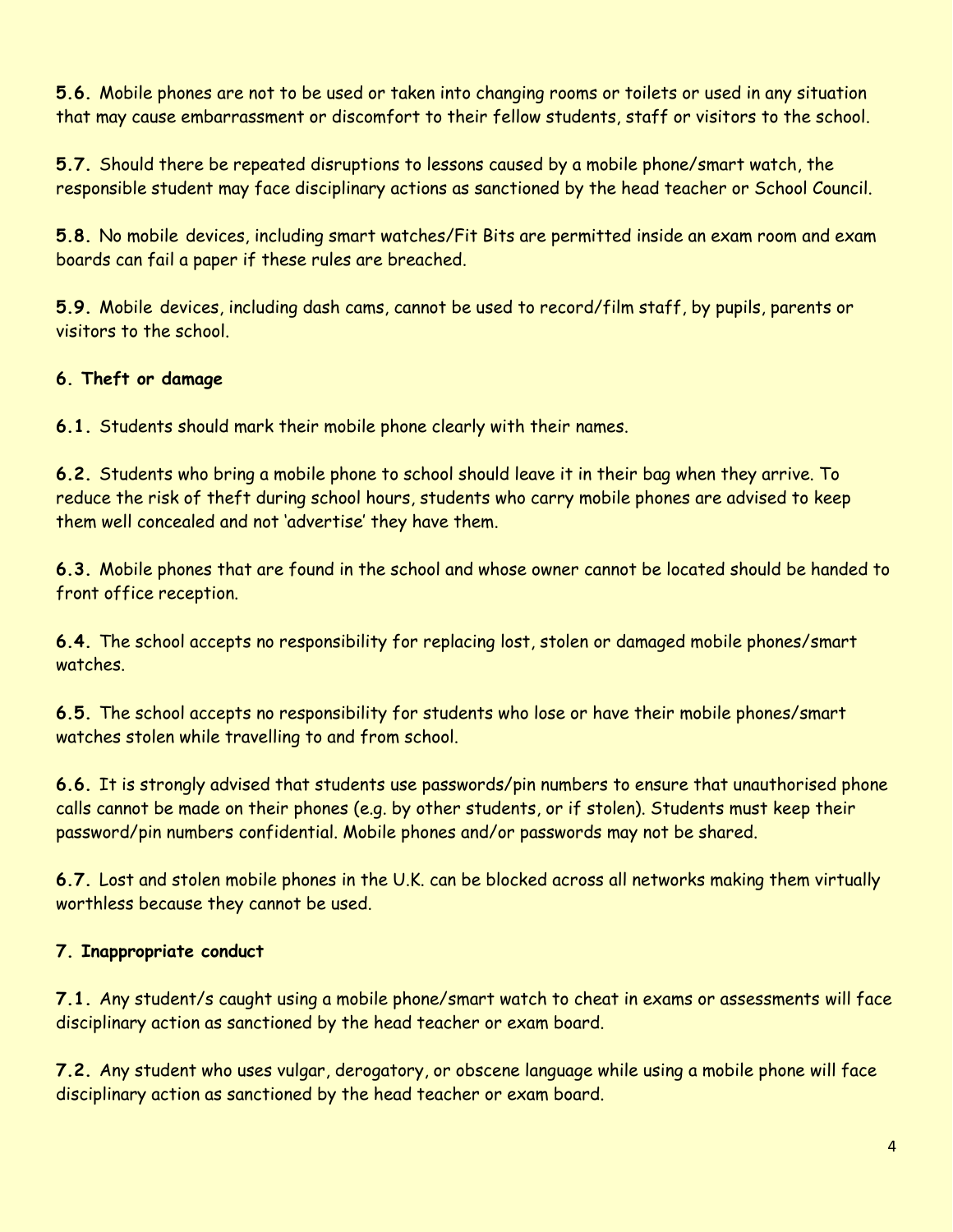**5.6.** Mobile phones are not to be used or taken into changing rooms or toilets or used in any situation that may cause embarrassment or discomfort to their fellow students, staff or visitors to the school.

**5.7.** Should there be repeated disruptions to lessons caused by a mobile phone/smart watch, the responsible student may face disciplinary actions as sanctioned by the head teacher or School Council.

**5.8.** No mobile devices, including smart watches/Fit Bits are permitted inside an exam room and exam boards can fail a paper if these rules are breached.

**5.9.** Mobile devices, including dash cams, cannot be used to record/film staff, by pupils, parents or visitors to the school.

**6. Theft or damage**

**6.1.** Students should mark their mobile phone clearly with their names.

**6.2.** Students who bring a mobile phone to school should leave it in their bag when they arrive. To reduce the risk of theft during school hours, students who carry mobile phones are advised to keep them well concealed and not 'advertise' they have them.

**6.3.** Mobile phones that are found in the school and whose owner cannot be located should be handed to front office reception.

**6.4.** The school accepts no responsibility for replacing lost, stolen or damaged mobile phones/smart watches.

**6.5.** The school accepts no responsibility for students who lose or have their mobile phones/smart watches stolen while travelling to and from school.

**6.6.** It is strongly advised that students use passwords/pin numbers to ensure that unauthorised phone calls cannot be made on their phones (e.g. by other students, or if stolen). Students must keep their password/pin numbers confidential. Mobile phones and/or passwords may not be shared.

**6.7.** Lost and stolen mobile phones in the U.K. can be blocked across all networks making them virtually worthless because they cannot be used.

**7. Inappropriate conduct**

**7.1.** Any student/s caught using a mobile phone/smart watch to cheat in exams or assessments will face disciplinary action as sanctioned by the head teacher or exam board.

**7.2.** Any student who uses vulgar, derogatory, or obscene language while using a mobile phone will face disciplinary action as sanctioned by the head teacher or exam board.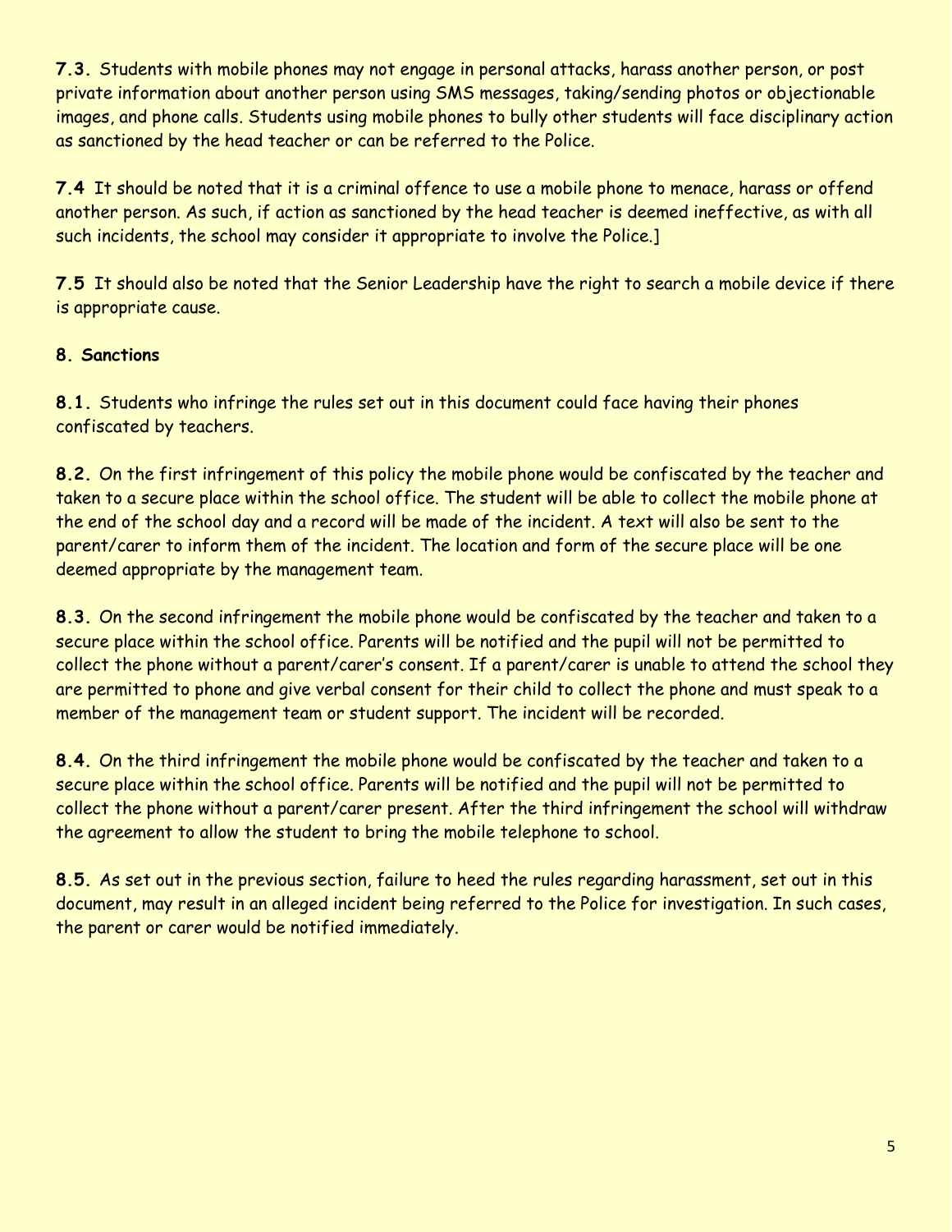**7.3.** Students with mobile phones may not engage in personal attacks, harass another person, or post private information about another person using SMS messages, taking/sending photos or objectionable images, and phone calls. Students using mobile phones to bully other students will face disciplinary action as sanctioned by the head teacher or can be referred to the Police.

**7.4** It should be noted that it is a criminal offence to use a mobile phone to menace, harass or offend another person. As such, if action as sanctioned by the head teacher is deemed ineffective, as with all such incidents, the school may consider it appropriate to involve the Police.]

**7.5** It should also be noted that the Senior Leadership have the right to search a mobile device if there is appropriate cause.

**8. Sanctions**

**8.1.** Students who infringe the rules set out in this document could face having their phones confiscated by teachers.

**8.2.** On the first infringement of this policy the mobile phone would be confiscated by the teacher and taken to a secure place within the school office. The student will be able to collect the mobile phone at the end of the school day and a record will be made of the incident. A text will also be sent to the parent/carer to inform them of the incident. The location and form of the secure place will be one deemed appropriate by the management team.

**8.3.** On the second infringement the mobile phone would be confiscated by the teacher and taken to a secure place within the school office. Parents will be notified and the pupil will not be permitted to collect the phone without a parent/carer's consent. If a parent/carer is unable to attend the school they are permitted to phone and give verbal consent for their child to collect the phone and must speak to a member of the management team or student support. The incident will be recorded.

**8.4.** On the third infringement the mobile phone would be confiscated by the teacher and taken to a secure place within the school office. Parents will be notified and the pupil will not be permitted to collect the phone without a parent/carer present. After the third infringement the school will withdraw the agreement to allow the student to bring the mobile telephone to school.

**8.5.** As set out in the previous section, failure to heed the rules regarding harassment, set out in this document, may result in an alleged incident being referred to the Police for investigation. In such cases, the parent or carer would be notified immediately.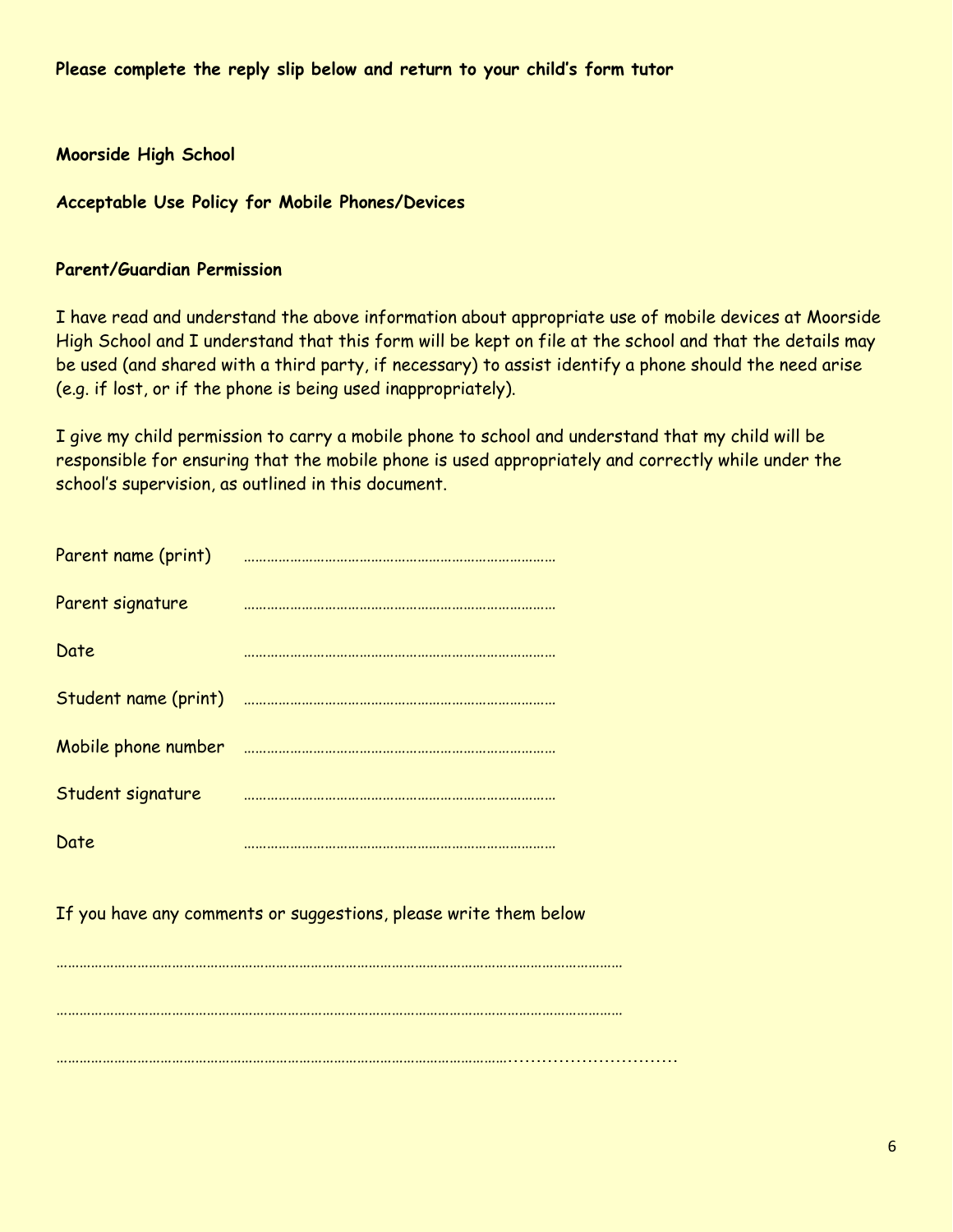**Please complete the reply slip below and return to your child's form tutor**

**Moorside High School**

**Acceptable Use Policy for Mobile Phones/Devices**

**Parent/Guardian Permission**

I have read and understand the above information about appropriate use of mobile devices at Moorside High School and I understand that this form will be kept on file at the school and that the details may be used (and shared with a third party, if necessary) to assist identify a phone should the need arise (e.g. if lost, or if the phone is being used inappropriately).

I give my child permission to carry a mobile phone to school and understand that my child will be responsible for ensuring that the mobile phone is used appropriately and correctly while under the school's supervision, as outlined in this document.

Parent name (print) ……………………………………………………………………

Parent signature ……………………………………………………………………

Date ……………………………………………………………………

Student name (print) ……………………………………………………………………

Mobile phone number ……………………………………………………………………

Student signature ……………………………………………………………………

Date ……………………………………………………………………

If you have any comments or suggestions, please write them below

……………………………………………………………………………………………………………………………

……………………………………………………………………………………………………………………………

……………………………………………………………………………………………………………………………